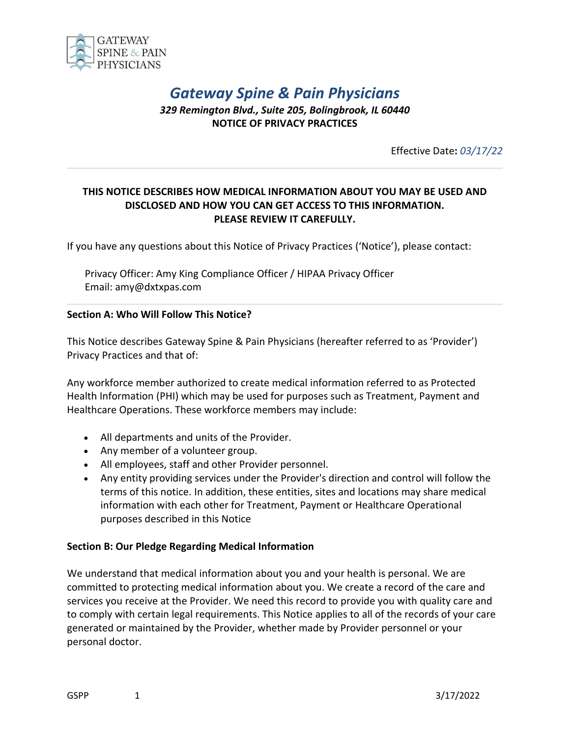# *Gateway Spine & Pain Physicians*

***329 Remington Blvd., Suite 205, Bolingbrook, IL 60440***

**NOTICE OF PRIVACY PRACTICES**

Effective Date**:** *03/17/22*

---

**THIS NOTICE DESCRIBES HOW MEDICAL INFORMATION ABOUT YOU MAY BE USED AND DISCLOSED AND HOW YOU CAN GET ACCESS TO THIS INFORMATION. PLEASE REVIEW IT CAREFULLY.**

If you have any questions about this Notice of Privacy Practices ('Notice'), please contact:

Privacy Officer: Amy King Compliance Officer / HIPAA Privacy Officer
Email: amy@dxtxpas.com

---

**Section A: Who Will Follow This Notice?**

This Notice describes Gateway Spine & Pain Physicians (hereafter referred to as 'Provider') Privacy Practices and that of:

Any workforce member authorized to create medical information referred to as Protected Health Information (PHI) which may be used for purposes such as Treatment, Payment and Healthcare Operations. These workforce members may include:

- All departments and units of the Provider.
- Any member of a volunteer group.
- All employees, staff and other Provider personnel.
- Any entity providing services under the Provider's direction and control will follow the terms of this notice. In addition, these entities, sites and locations may share medical information with each other for Treatment, Payment or Healthcare Operational purposes described in this Notice

**Section B: Our Pledge Regarding Medical Information**

We understand that medical information about you and your health is personal. We are committed to protecting medical information about you. We create a record of the care and services you receive at the Provider. We need this record to provide you with quality care and to comply with certain legal requirements. This Notice applies to all of the records of your care generated or maintained by the Provider, whether made by Provider personnel or your personal doctor.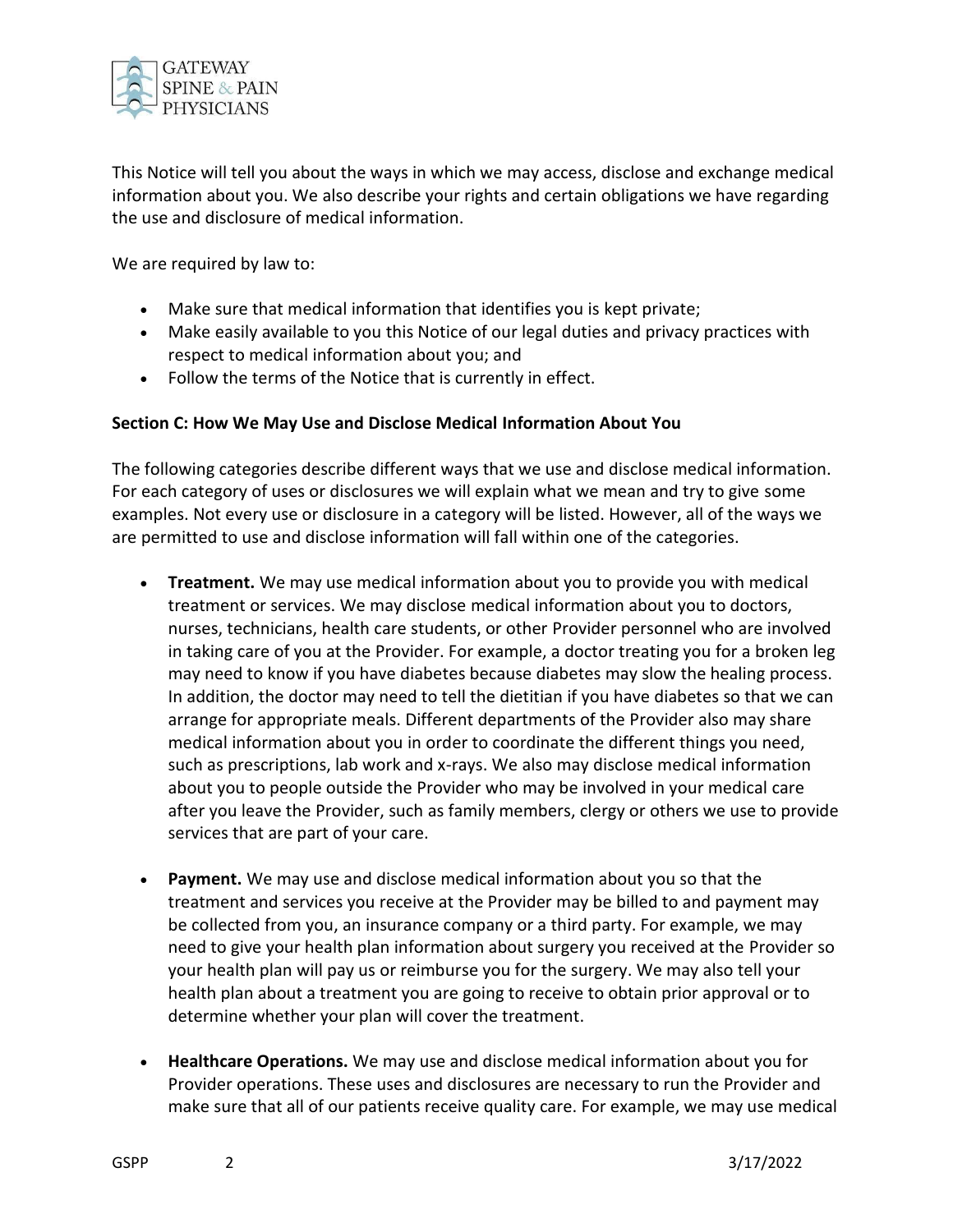This Notice will tell you about the ways in which we may access, disclose and exchange medical information about you. We also describe your rights and certain obligations we have regarding the use and disclosure of medical information.

We are required by law to:

- Make sure that medical information that identifies you is kept private;
- Make easily available to you this Notice of our legal duties and privacy practices with respect to medical information about you; and
- Follow the terms of the Notice that is currently in effect.

**Section C: How We May Use and Disclose Medical Information About You**

The following categories describe different ways that we use and disclose medical information. For each category of uses or disclosures we will explain what we mean and try to give some examples. Not every use or disclosure in a category will be listed. However, all of the ways we are permitted to use and disclose information will fall within one of the categories.

- **Treatment.** We may use medical information about you to provide you with medical treatment or services. We may disclose medical information about you to doctors, nurses, technicians, health care students, or other Provider personnel who are involved in taking care of you at the Provider. For example, a doctor treating you for a broken leg may need to know if you have diabetes because diabetes may slow the healing process. In addition, the doctor may need to tell the dietitian if you have diabetes so that we can arrange for appropriate meals. Different departments of the Provider also may share medical information about you in order to coordinate the different things you need, such as prescriptions, lab work and x-rays. We also may disclose medical information about you to people outside the Provider who may be involved in your medical care after you leave the Provider, such as family members, clergy or others we use to provide services that are part of your care.

- **Payment.** We may use and disclose medical information about you so that the treatment and services you receive at the Provider may be billed to and payment may be collected from you, an insurance company or a third party. For example, we may need to give your health plan information about surgery you received at the Provider so your health plan will pay us or reimburse you for the surgery. We may also tell your health plan about a treatment you are going to receive to obtain prior approval or to determine whether your plan will cover the treatment.

- **Healthcare Operations.** We may use and disclose medical information about you for Provider operations. These uses and disclosures are necessary to run the Provider and make sure that all of our patients receive quality care. For example, we may use medical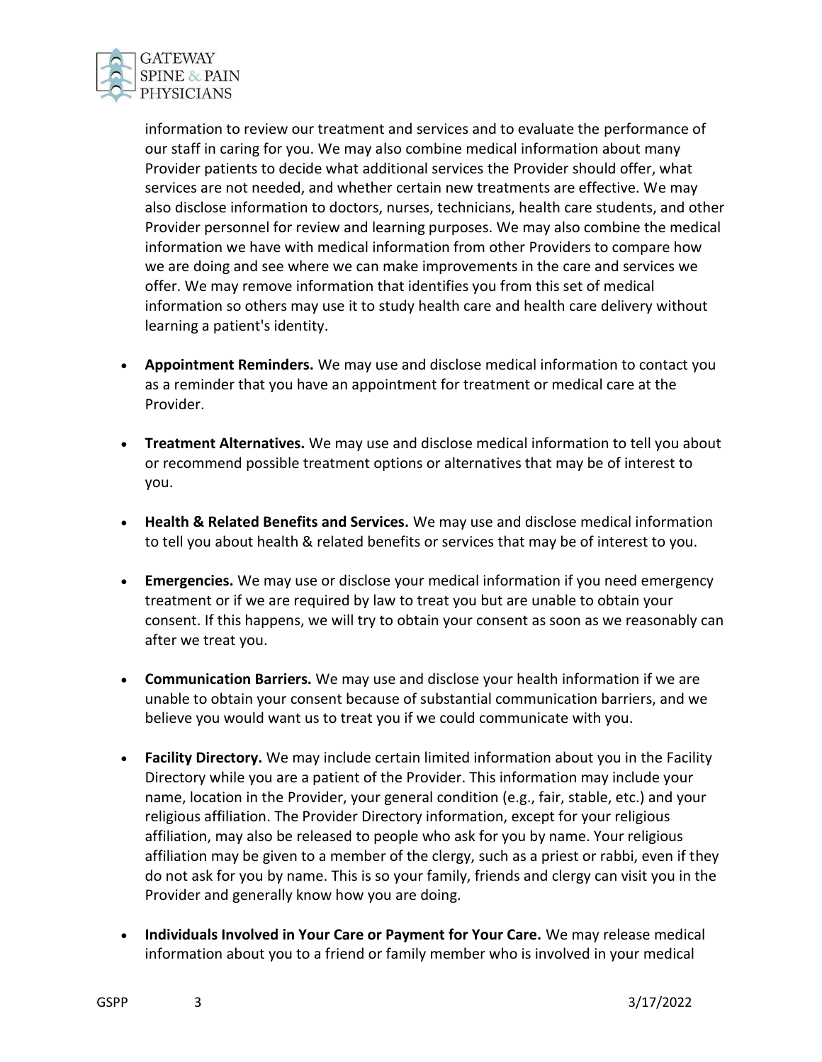information to review our treatment and services and to evaluate the performance of our staff in caring for you. We may also combine medical information about many Provider patients to decide what additional services the Provider should offer, what services are not needed, and whether certain new treatments are effective. We may also disclose information to doctors, nurses, technicians, health care students, and other Provider personnel for review and learning purposes. We may also combine the medical information we have with medical information from other Providers to compare how we are doing and see where we can make improvements in the care and services we offer. We may remove information that identifies you from this set of medical information so others may use it to study health care and health care delivery without learning a patient's identity.

- **Appointment Reminders.** We may use and disclose medical information to contact you as a reminder that you have an appointment for treatment or medical care at the Provider.

- **Treatment Alternatives.** We may use and disclose medical information to tell you about or recommend possible treatment options or alternatives that may be of interest to you.

- **Health & Related Benefits and Services.** We may use and disclose medical information to tell you about health & related benefits or services that may be of interest to you.

- **Emergencies.** We may use or disclose your medical information if you need emergency treatment or if we are required by law to treat you but are unable to obtain your consent. If this happens, we will try to obtain your consent as soon as we reasonably can after we treat you.

- **Communication Barriers.** We may use and disclose your health information if we are unable to obtain your consent because of substantial communication barriers, and we believe you would want us to treat you if we could communicate with you.

- **Facility Directory.** We may include certain limited information about you in the Facility Directory while you are a patient of the Provider. This information may include your name, location in the Provider, your general condition (e.g., fair, stable, etc.) and your religious affiliation. The Provider Directory information, except for your religious affiliation, may also be released to people who ask for you by name. Your religious affiliation may be given to a member of the clergy, such as a priest or rabbi, even if they do not ask for you by name. This is so your family, friends and clergy can visit you in the Provider and generally know how you are doing.

- **Individuals Involved in Your Care or Payment for Your Care.** We may release medical information about you to a friend or family member who is involved in your medical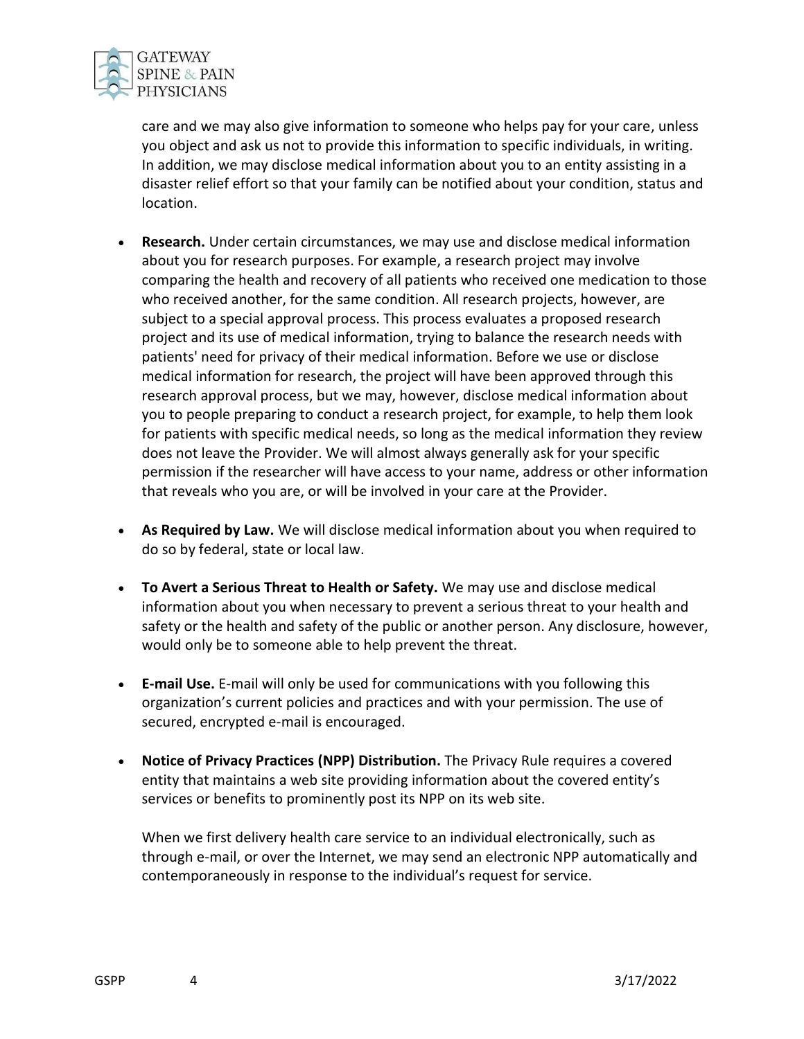care and we may also give information to someone who helps pay for your care, unless you object and ask us not to provide this information to specific individuals, in writing. In addition, we may disclose medical information about you to an entity assisting in a disaster relief effort so that your family can be notified about your condition, status and location.

- **Research.** Under certain circumstances, we may use and disclose medical information about you for research purposes. For example, a research project may involve comparing the health and recovery of all patients who received one medication to those who received another, for the same condition. All research projects, however, are subject to a special approval process. This process evaluates a proposed research project and its use of medical information, trying to balance the research needs with patients' need for privacy of their medical information. Before we use or disclose medical information for research, the project will have been approved through this research approval process, but we may, however, disclose medical information about you to people preparing to conduct a research project, for example, to help them look for patients with specific medical needs, so long as the medical information they review does not leave the Provider. We will almost always generally ask for your specific permission if the researcher will have access to your name, address or other information that reveals who you are, or will be involved in your care at the Provider.

- **As Required by Law.** We will disclose medical information about you when required to do so by federal, state or local law.

- **To Avert a Serious Threat to Health or Safety.** We may use and disclose medical information about you when necessary to prevent a serious threat to your health and safety or the health and safety of the public or another person. Any disclosure, however, would only be to someone able to help prevent the threat.

- **E-mail Use.** E-mail will only be used for communications with you following this organization's current policies and practices and with your permission. The use of secured, encrypted e-mail is encouraged.

- **Notice of Privacy Practices (NPP) Distribution.** The Privacy Rule requires a covered entity that maintains a web site providing information about the covered entity's services or benefits to prominently post its NPP on its web site.

  When we first delivery health care service to an individual electronically, such as through e-mail, or over the Internet, we may send an electronic NPP automatically and contemporaneously in response to the individual's request for service.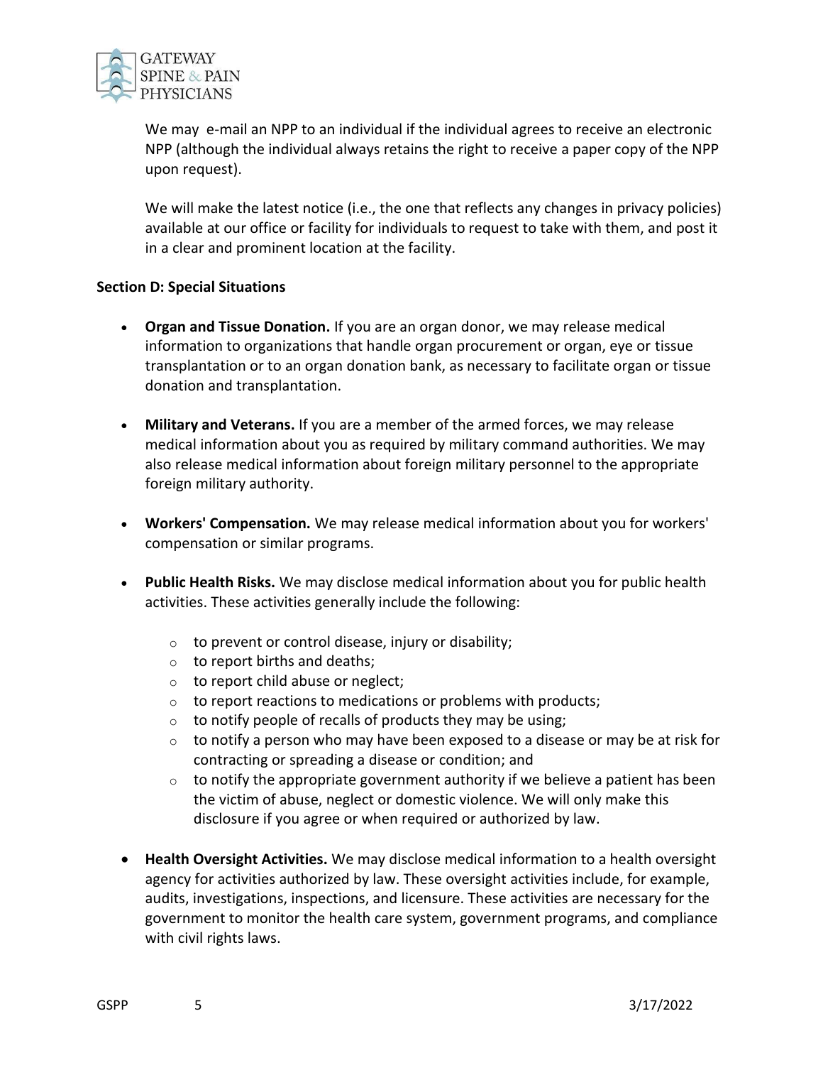We may  e-mail an NPP to an individual if the individual agrees to receive an electronic NPP (although the individual always retains the right to receive a paper copy of the NPP upon request).

We will make the latest notice (i.e., the one that reflects any changes in privacy policies) available at our office or facility for individuals to request to take with them, and post it in a clear and prominent location at the facility.

**Section D: Special Situations**

- **Organ and Tissue Donation.** If you are an organ donor, we may release medical information to organizations that handle organ procurement or organ, eye or tissue transplantation or to an organ donation bank, as necessary to facilitate organ or tissue donation and transplantation.

- **Military and Veterans.** If you are a member of the armed forces, we may release medical information about you as required by military command authorities. We may also release medical information about foreign military personnel to the appropriate foreign military authority.

- **Workers' Compensation.** We may release medical information about you for workers' compensation or similar programs.

- **Public Health Risks.** We may disclose medical information about you for public health activities. These activities generally include the following:

  - to prevent or control disease, injury or disability;
  - to report births and deaths;
  - to report child abuse or neglect;
  - to report reactions to medications or problems with products;
  - to notify people of recalls of products they may be using;
  - to notify a person who may have been exposed to a disease or may be at risk for contracting or spreading a disease or condition; and
  - to notify the appropriate government authority if we believe a patient has been the victim of abuse, neglect or domestic violence. We will only make this disclosure if you agree or when required or authorized by law.

- **Health Oversight Activities.** We may disclose medical information to a health oversight agency for activities authorized by law. These oversight activities include, for example, audits, investigations, inspections, and licensure. These activities are necessary for the government to monitor the health care system, government programs, and compliance with civil rights laws.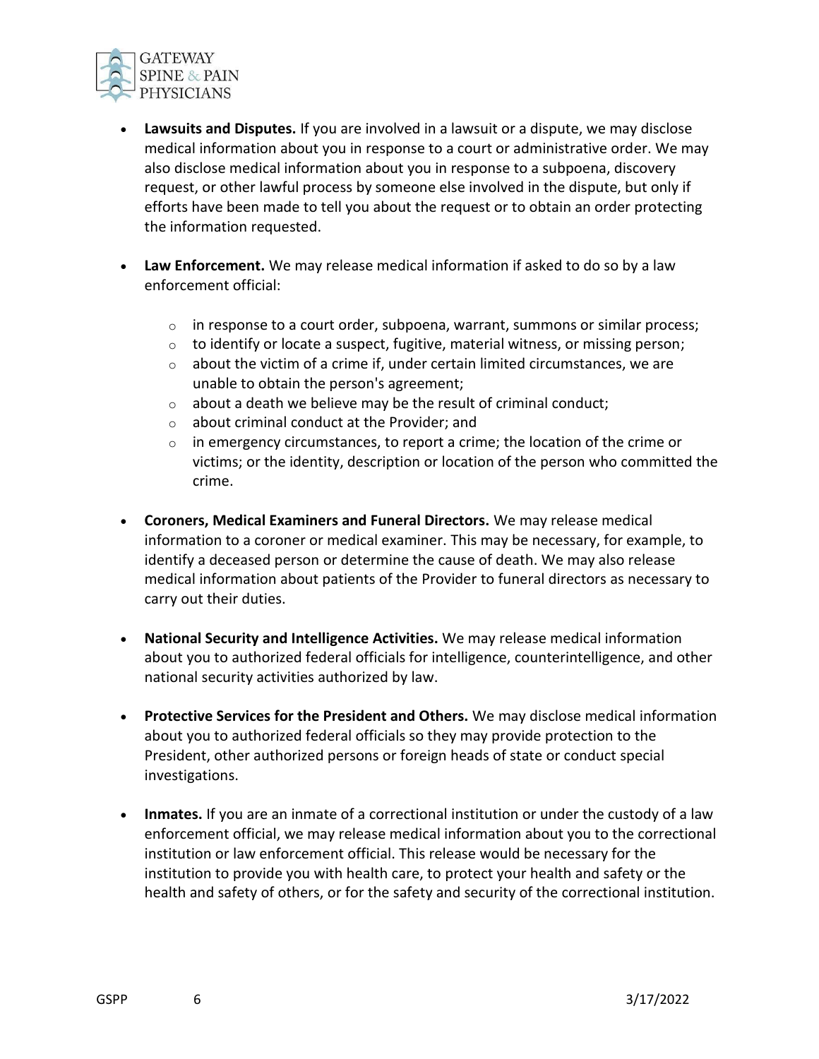- **Lawsuits and Disputes.** If you are involved in a lawsuit or a dispute, we may disclose medical information about you in response to a court or administrative order. We may also disclose medical information about you in response to a subpoena, discovery request, or other lawful process by someone else involved in the dispute, but only if efforts have been made to tell you about the request or to obtain an order protecting the information requested.

- **Law Enforcement.** We may release medical information if asked to do so by a law enforcement official:
  - in response to a court order, subpoena, warrant, summons or similar process;
  - to identify or locate a suspect, fugitive, material witness, or missing person;
  - about the victim of a crime if, under certain limited circumstances, we are unable to obtain the person's agreement;
  - about a death we believe may be the result of criminal conduct;
  - about criminal conduct at the Provider; and
  - in emergency circumstances, to report a crime; the location of the crime or victims; or the identity, description or location of the person who committed the crime.

- **Coroners, Medical Examiners and Funeral Directors.** We may release medical information to a coroner or medical examiner. This may be necessary, for example, to identify a deceased person or determine the cause of death. We may also release medical information about patients of the Provider to funeral directors as necessary to carry out their duties.

- **National Security and Intelligence Activities.** We may release medical information about you to authorized federal officials for intelligence, counterintelligence, and other national security activities authorized by law.

- **Protective Services for the President and Others.** We may disclose medical information about you to authorized federal officials so they may provide protection to the President, other authorized persons or foreign heads of state or conduct special investigations.

- **Inmates.** If you are an inmate of a correctional institution or under the custody of a law enforcement official, we may release medical information about you to the correctional institution or law enforcement official. This release would be necessary for the institution to provide you with health care, to protect your health and safety or the health and safety of others, or for the safety and security of the correctional institution.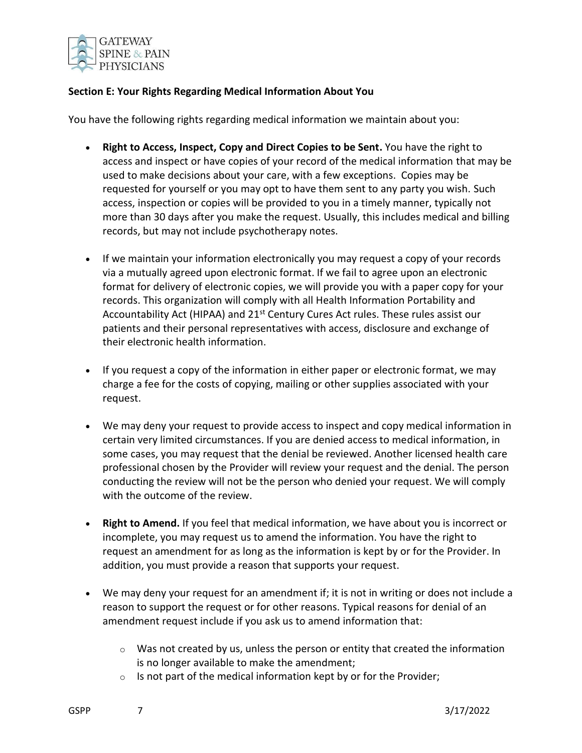**Section E: Your Rights Regarding Medical Information About You**

You have the following rights regarding medical information we maintain about you:

- **Right to Access, Inspect, Copy and Direct Copies to be Sent.** You have the right to access and inspect or have copies of your record of the medical information that may be used to make decisions about your care, with a few exceptions. Copies may be requested for yourself or you may opt to have them sent to any party you wish. Such access, inspection or copies will be provided to you in a timely manner, typically not more than 30 days after you make the request. Usually, this includes medical and billing records, but may not include psychotherapy notes.

- If we maintain your information electronically you may request a copy of your records via a mutually agreed upon electronic format. If we fail to agree upon an electronic format for delivery of electronic copies, we will provide you with a paper copy for your records. This organization will comply with all Health Information Portability and Accountability Act (HIPAA) and 21st Century Cures Act rules. These rules assist our patients and their personal representatives with access, disclosure and exchange of their electronic health information.

- If you request a copy of the information in either paper or electronic format, we may charge a fee for the costs of copying, mailing or other supplies associated with your request.

- We may deny your request to provide access to inspect and copy medical information in certain very limited circumstances. If you are denied access to medical information, in some cases, you may request that the denial be reviewed. Another licensed health care professional chosen by the Provider will review your request and the denial. The person conducting the review will not be the person who denied your request. We will comply with the outcome of the review.

- **Right to Amend.** If you feel that medical information, we have about you is incorrect or incomplete, you may request us to amend the information. You have the right to request an amendment for as long as the information is kept by or for the Provider. In addition, you must provide a reason that supports your request.

- We may deny your request for an amendment if; it is not in writing or does not include a reason to support the request or for other reasons. Typical reasons for denial of an amendment request include if you ask us to amend information that:
  - Was not created by us, unless the person or entity that created the information is no longer available to make the amendment;
  - Is not part of the medical information kept by or for the Provider;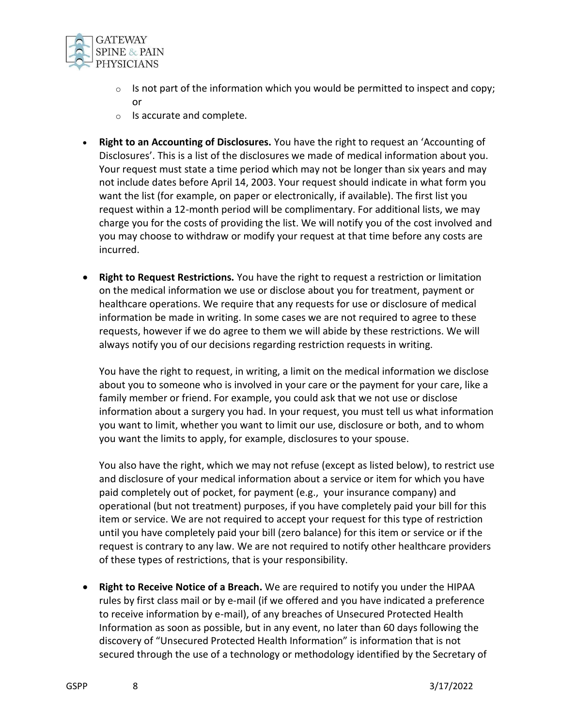- Is not part of the information which you would be permitted to inspect and copy; or
    - Is accurate and complete.

- **Right to an Accounting of Disclosures.** You have the right to request an 'Accounting of Disclosures'. This is a list of the disclosures we made of medical information about you. Your request must state a time period which may not be longer than six years and may not include dates before April 14, 2003. Your request should indicate in what form you want the list (for example, on paper or electronically, if available). The first list you request within a 12-month period will be complimentary. For additional lists, we may charge you for the costs of providing the list. We will notify you of the cost involved and you may choose to withdraw or modify your request at that time before any costs are incurred.

- **Right to Request Restrictions.** You have the right to request a restriction or limitation on the medical information we use or disclose about you for treatment, payment or healthcare operations. We require that any requests for use or disclosure of medical information be made in writing. In some cases we are not required to agree to these requests, however if we do agree to them we will abide by these restrictions. We will always notify you of our decisions regarding restriction requests in writing.

  You have the right to request, in writing, a limit on the medical information we disclose about you to someone who is involved in your care or the payment for your care, like a family member or friend. For example, you could ask that we not use or disclose information about a surgery you had. In your request, you must tell us what information you want to limit, whether you want to limit our use, disclosure or both, and to whom you want the limits to apply, for example, disclosures to your spouse.

  You also have the right, which we may not refuse (except as listed below), to restrict use and disclosure of your medical information about a service or item for which you have paid completely out of pocket, for payment (e.g., your insurance company) and operational (but not treatment) purposes, if you have completely paid your bill for this item or service. We are not required to accept your request for this type of restriction until you have completely paid your bill (zero balance) for this item or service or if the request is contrary to any law. We are not required to notify other healthcare providers of these types of restrictions, that is your responsibility.

- **Right to Receive Notice of a Breach.** We are required to notify you under the HIPAA rules by first class mail or by e-mail (if we offered and you have indicated a preference to receive information by e-mail), of any breaches of Unsecured Protected Health Information as soon as possible, but in any event, no later than 60 days following the discovery of "Unsecured Protected Health Information" is information that is not secured through the use of a technology or methodology identified by the Secretary of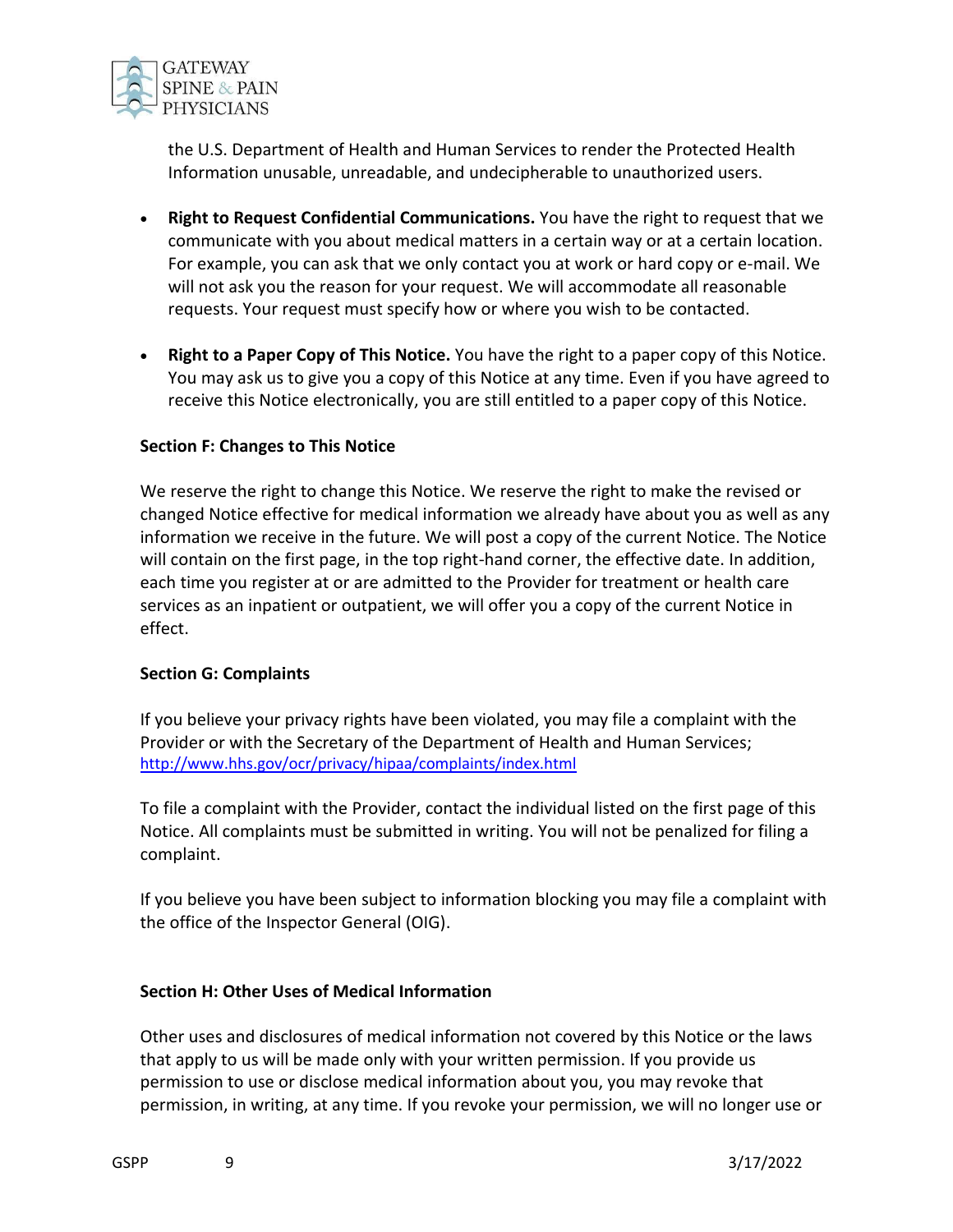the U.S. Department of Health and Human Services to render the Protected Health Information unusable, unreadable, and undecipherable to unauthorized users.

- **Right to Request Confidential Communications.** You have the right to request that we communicate with you about medical matters in a certain way or at a certain location. For example, you can ask that we only contact you at work or hard copy or e-mail. We will not ask you the reason for your request. We will accommodate all reasonable requests. Your request must specify how or where you wish to be contacted.

- **Right to a Paper Copy of This Notice.** You have the right to a paper copy of this Notice. You may ask us to give you a copy of this Notice at any time. Even if you have agreed to receive this Notice electronically, you are still entitled to a paper copy of this Notice.

**Section F: Changes to This Notice**

We reserve the right to change this Notice. We reserve the right to make the revised or changed Notice effective for medical information we already have about you as well as any information we receive in the future. We will post a copy of the current Notice. The Notice will contain on the first page, in the top right-hand corner, the effective date. In addition, each time you register at or are admitted to the Provider for treatment or health care services as an inpatient or outpatient, we will offer you a copy of the current Notice in effect.

**Section G: Complaints**

If you believe your privacy rights have been violated, you may file a complaint with the Provider or with the Secretary of the Department of Health and Human Services; http://www.hhs.gov/ocr/privacy/hipaa/complaints/index.html

To file a complaint with the Provider, contact the individual listed on the first page of this Notice. All complaints must be submitted in writing. You will not be penalized for filing a complaint.

If you believe you have been subject to information blocking you may file a complaint with the office of the Inspector General (OIG).

**Section H: Other Uses of Medical Information**

Other uses and disclosures of medical information not covered by this Notice or the laws that apply to us will be made only with your written permission. If you provide us permission to use or disclose medical information about you, you may revoke that permission, in writing, at any time. If you revoke your permission, we will no longer use or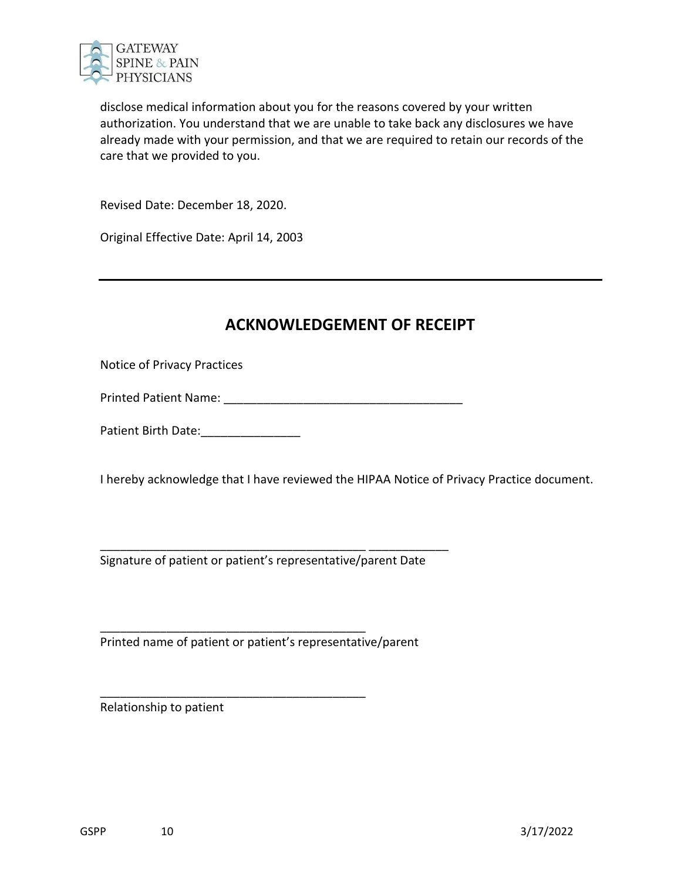disclose medical information about you for the reasons covered by your written authorization. You understand that we are unable to take back any disclosures we have already made with your permission, and that we are required to retain our records of the care that we provided to you.

Revised Date: December 18, 2020.

Original Effective Date: April 14, 2003

---

## ACKNOWLEDGEMENT OF RECEIPT

Notice of Privacy Practices

Printed Patient Name: ____________________________________

Patient Birth Date:_______________

I hereby acknowledge that I have reviewed the HIPAA Notice of Privacy Practice document.

________________________________________ ____________

Signature of patient or patient's representative/parent Date

________________________________________

Printed name of patient or patient's representative/parent

________________________________________

Relationship to patient